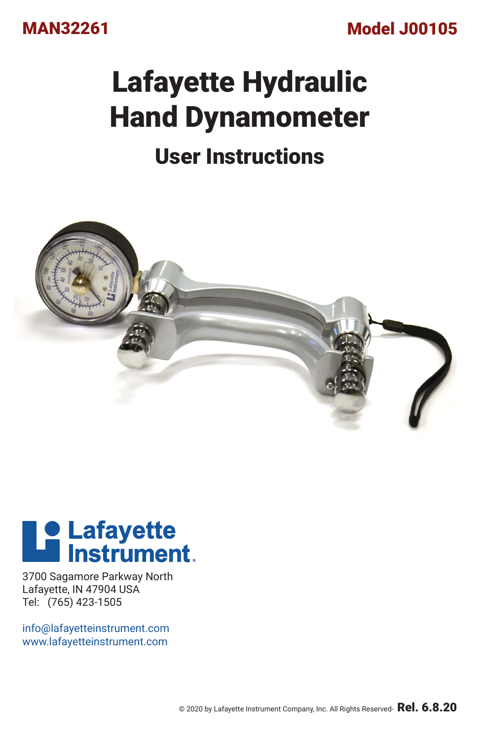MAN32261

Model J00105

# Lafayette Hydraulic Hand Dynamometer

## User Instructions

Lafayette Instrument

3700 Sagamore Parkway North
Lafayette, IN 47904 USA
Tel: (765) 423-1505

info@lafayetteinstrument.com
www.lafayetteinstrument.com

© 2020 by Lafayette Instrument Company, Inc. All Rights Reserved- **Rel. 6.8.20**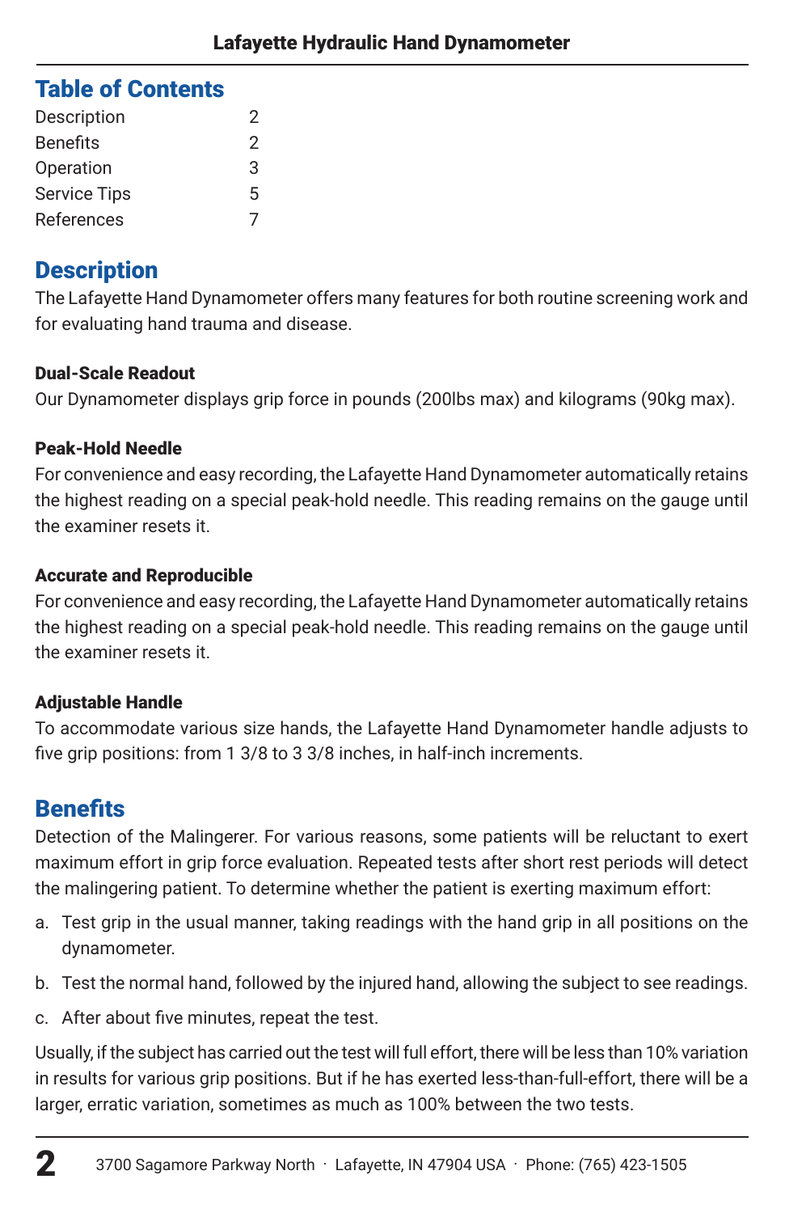## Table of Contents

| | |
|---|---|
| Description | 2 |
| Benefits | 2 |
| Operation | 3 |
| Service Tips | 5 |
| References | 7 |

## Description

The Lafayette Hand Dynamometer offers many features for both routine screening work and for evaluating hand trauma and disease.

**Dual-Scale Readout**

Our Dynamometer displays grip force in pounds (200lbs max) and kilograms (90kg max).

**Peak-Hold Needle**

For convenience and easy recording, the Lafayette Hand Dynamometer automatically retains the highest reading on a special peak-hold needle. This reading remains on the gauge until the examiner resets it.

**Accurate and Reproducible**

For convenience and easy recording, the Lafayette Hand Dynamometer automatically retains the highest reading on a special peak-hold needle. This reading remains on the gauge until the examiner resets it.

**Adjustable Handle**

To accommodate various size hands, the Lafayette Hand Dynamometer handle adjusts to five grip positions: from 1 3/8 to 3 3/8 inches, in half-inch increments.

## Benefits

Detection of the Malingerer. For various reasons, some patients will be reluctant to exert maximum effort in grip force evaluation. Repeated tests after short rest periods will detect the malingering patient. To determine whether the patient is exerting maximum effort:

a. Test grip in the usual manner, taking readings with the hand grip in all positions on the dynamometer.
b. Test the normal hand, followed by the injured hand, allowing the subject to see readings.
c. After about five minutes, repeat the test.

Usually, if the subject has carried out the test will full effort, there will be less than 10% variation in results for various grip positions. But if he has exerted less-than-full-effort, there will be a larger, erratic variation, sometimes as much as 100% between the two tests.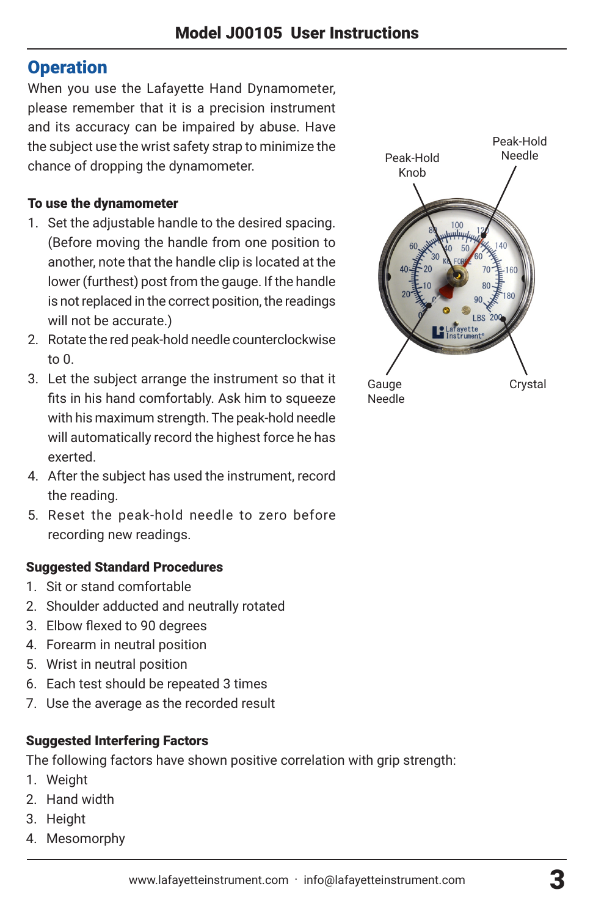## Operation

When you use the Lafayette Hand Dynamometer, please remember that it is a precision instrument and its accuracy can be impaired by abuse. Have the subject use the wrist safety strap to minimize the chance of dropping the dynamometer.

### To use the dynamometer

1. Set the adjustable handle to the desired spacing. (Before moving the handle from one position to another, note that the handle clip is located at the lower (furthest) post from the gauge. If the handle is not replaced in the correct position, the readings will not be accurate.)
2. Rotate the red peak-hold needle counterclockwise to 0.
3. Let the subject arrange the instrument so that it fits in his hand comfortably. Ask him to squeeze with his maximum strength. The peak-hold needle will automatically record the highest force he has exerted.
4. After the subject has used the instrument, record the reading.
5. Reset the peak-hold needle to zero before recording new readings.

Peak-Hold Knob

Peak-Hold Needle

Gauge Needle

Crystal

### Suggested Standard Procedures

1. Sit or stand comfortable
2. Shoulder adducted and neutrally rotated
3. Elbow flexed to 90 degrees
4. Forearm in neutral position
5. Wrist in neutral position
6. Each test should be repeated 3 times
7. Use the average as the recorded result

### Suggested Interfering Factors

The following factors have shown positive correlation with grip strength:

1. Weight
2. Hand width
3. Height
4. Mesomorphy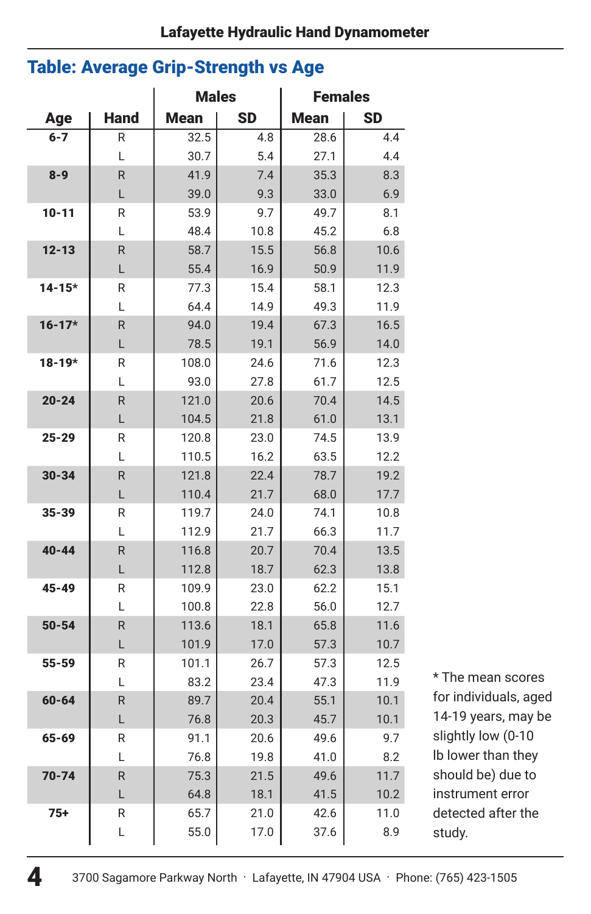## Table: Average Grip-Strength vs Age

| Age | Hand | Males | | Females | |
|---|---|---|---|---|---|
| | | Mean | SD | Mean | SD |
| 6-7 | R | 32.5 | 4.8 | 28.6 | 4.4 |
| | L | 30.7 | 5.4 | 27.1 | 4.4 |
| 8-9 | R | 41.9 | 7.4 | 35.3 | 8.3 |
| | L | 39.0 | 9.3 | 33.0 | 6.9 |
| 10-11 | R | 53.9 | 9.7 | 49.7 | 8.1 |
| | L | 48.4 | 10.8 | 45.2 | 6.8 |
| 12-13 | R | 58.7 | 15.5 | 56.8 | 10.6 |
| | L | 55.4 | 16.9 | 50.9 | 11.9 |
| 14-15* | R | 77.3 | 15.4 | 58.1 | 12.3 |
| | L | 64.4 | 14.9 | 49.3 | 11.9 |
| 16-17* | R | 94.0 | 19.4 | 67.3 | 16.5 |
| | L | 78.5 | 19.1 | 56.9 | 14.0 |
| 18-19* | R | 108.0 | 24.6 | 71.6 | 12.3 |
| | L | 93.0 | 27.8 | 61.7 | 12.5 |
| 20-24 | R | 121.0 | 20.6 | 70.4 | 14.5 |
| | L | 104.5 | 21.8 | 61.0 | 13.1 |
| 25-29 | R | 120.8 | 23.0 | 74.5 | 13.9 |
| | L | 110.5 | 16.2 | 63.5 | 12.2 |
| 30-34 | R | 121.8 | 22.4 | 78.7 | 19.2 |
| | L | 110.4 | 21.7 | 68.0 | 17.7 |
| 35-39 | R | 119.7 | 24.0 | 74.1 | 10.8 |
| | L | 112.9 | 21.7 | 66.3 | 11.7 |
| 40-44 | R | 116.8 | 20.7 | 70.4 | 13.5 |
| | L | 112.8 | 18.7 | 62.3 | 13.8 |
| 45-49 | R | 109.9 | 23.0 | 62.2 | 15.1 |
| | L | 100.8 | 22.8 | 56.0 | 12.7 |
| 50-54 | R | 113.6 | 18.1 | 65.8 | 11.6 |
| | L | 101.9 | 17.0 | 57.3 | 10.7 |
| 55-59 | R | 101.1 | 26.7 | 57.3 | 12.5 |
| | L | 83.2 | 23.4 | 47.3 | 11.9 |
| 60-64 | R | 89.7 | 20.4 | 55.1 | 10.1 |
| | L | 76.8 | 20.3 | 45.7 | 10.1 |
| 65-69 | R | 91.1 | 20.6 | 49.6 | 9.7 |
| | L | 76.8 | 19.8 | 41.0 | 8.2 |
| 70-74 | R | 75.3 | 21.5 | 49.6 | 11.7 |
| | L | 64.8 | 18.1 | 41.5 | 10.2 |
| 75+ | R | 65.7 | 21.0 | 42.6 | 11.0 |
| | L | 55.0 | 17.0 | 37.6 | 8.9 |

* The mean scores for individuals, aged 14-19 years, may be slightly low (0-10 lb lower than they should be) due to instrument error detected after the study.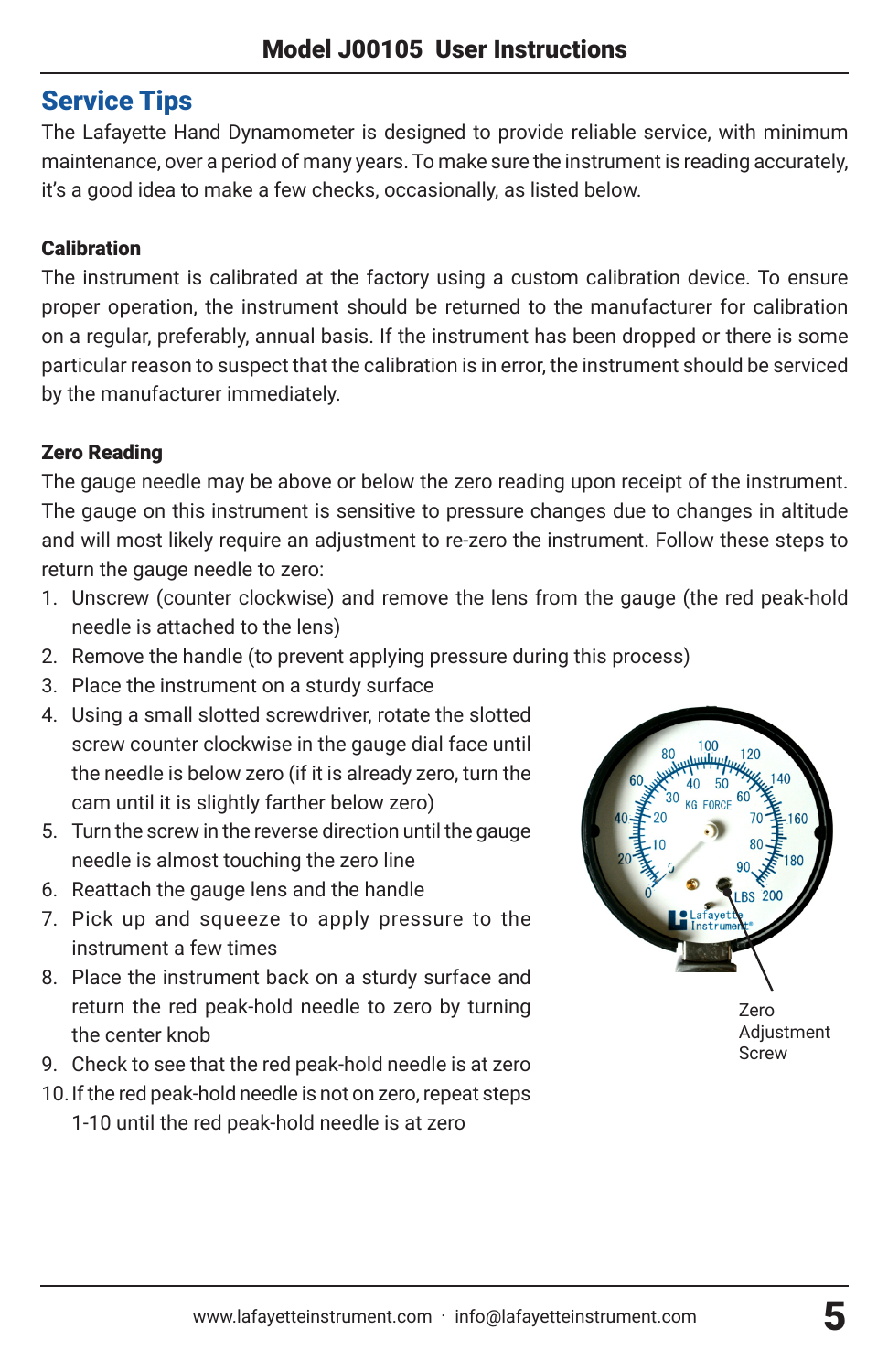## Service Tips

The Lafayette Hand Dynamometer is designed to provide reliable service, with minimum maintenance, over a period of many years. To make sure the instrument is reading accurately, it's a good idea to make a few checks, occasionally, as listed below.

### Calibration

The instrument is calibrated at the factory using a custom calibration device. To ensure proper operation, the instrument should be returned to the manufacturer for calibration on a regular, preferably, annual basis. If the instrument has been dropped or there is some particular reason to suspect that the calibration is in error, the instrument should be serviced by the manufacturer immediately.

### Zero Reading

The gauge needle may be above or below the zero reading upon receipt of the instrument. The gauge on this instrument is sensitive to pressure changes due to changes in altitude and will most likely require an adjustment to re-zero the instrument. Follow these steps to return the gauge needle to zero:

1. Unscrew (counter clockwise) and remove the lens from the gauge (the red peak-hold needle is attached to the lens)
2. Remove the handle (to prevent applying pressure during this process)
3. Place the instrument on a sturdy surface
4. Using a small slotted screwdriver, rotate the slotted screw counter clockwise in the gauge dial face until the needle is below zero (if it is already zero, turn the cam until it is slightly farther below zero)
5. Turn the screw in the reverse direction until the gauge needle is almost touching the zero line
6. Reattach the gauge lens and the handle
7. Pick up and squeeze to apply pressure to the instrument a few times
8. Place the instrument back on a sturdy surface and return the red peak-hold needle to zero by turning the center knob
9. Check to see that the red peak-hold needle is at zero
10. If the red peak-hold needle is not on zero, repeat steps 1-10 until the red peak-hold needle is at zero

Zero Adjustment Screw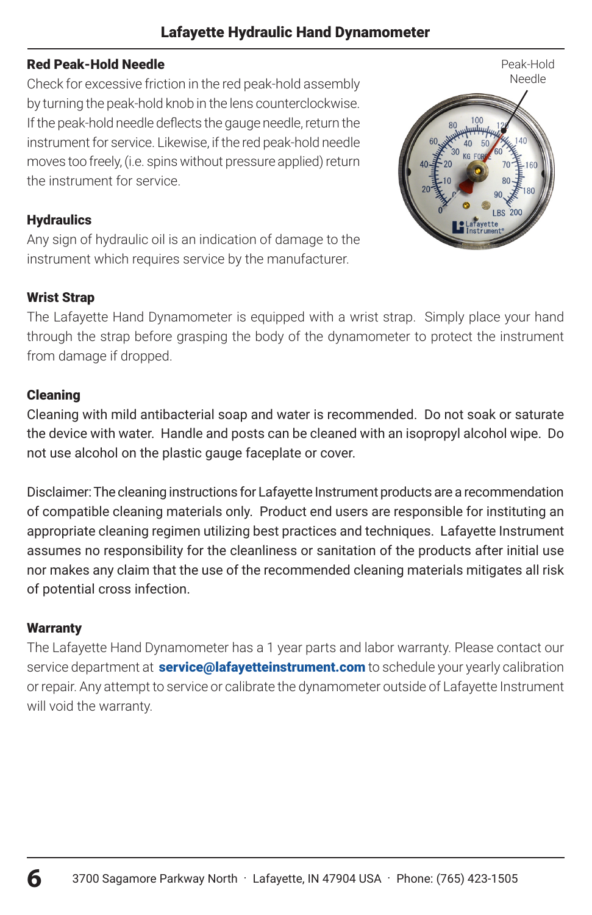### Red Peak-Hold Needle

Check for excessive friction in the red peak-hold assembly by turning the peak-hold knob in the lens counterclockwise. If the peak-hold needle deflects the gauge needle, return the instrument for service. Likewise, if the red peak-hold needle moves too freely, (i.e. spins without pressure applied) return the instrument for service.

Peak-Hold Needle

### Hydraulics

Any sign of hydraulic oil is an indication of damage to the instrument which requires service by the manufacturer.

### Wrist Strap

The Lafayette Hand Dynamometer is equipped with a wrist strap. Simply place your hand through the strap before grasping the body of the dynamometer to protect the instrument from damage if dropped.

### Cleaning

Cleaning with mild antibacterial soap and water is recommended. Do not soak or saturate the device with water. Handle and posts can be cleaned with an isopropyl alcohol wipe. Do not use alcohol on the plastic gauge faceplate or cover.

Disclaimer: The cleaning instructions for Lafayette Instrument products are a recommendation of compatible cleaning materials only. Product end users are responsible for instituting an appropriate cleaning regimen utilizing best practices and techniques. Lafayette Instrument assumes no responsibility for the cleanliness or sanitation of the products after initial use nor makes any claim that the use of the recommended cleaning materials mitigates all risk of potential cross infection.

### Warranty

The Lafayette Hand Dynamometer has a 1 year parts and labor warranty. Please contact our service department at **service@lafayetteinstrument.com** to schedule your yearly calibration or repair. Any attempt to service or calibrate the dynamometer outside of Lafayette Instrument will void the warranty.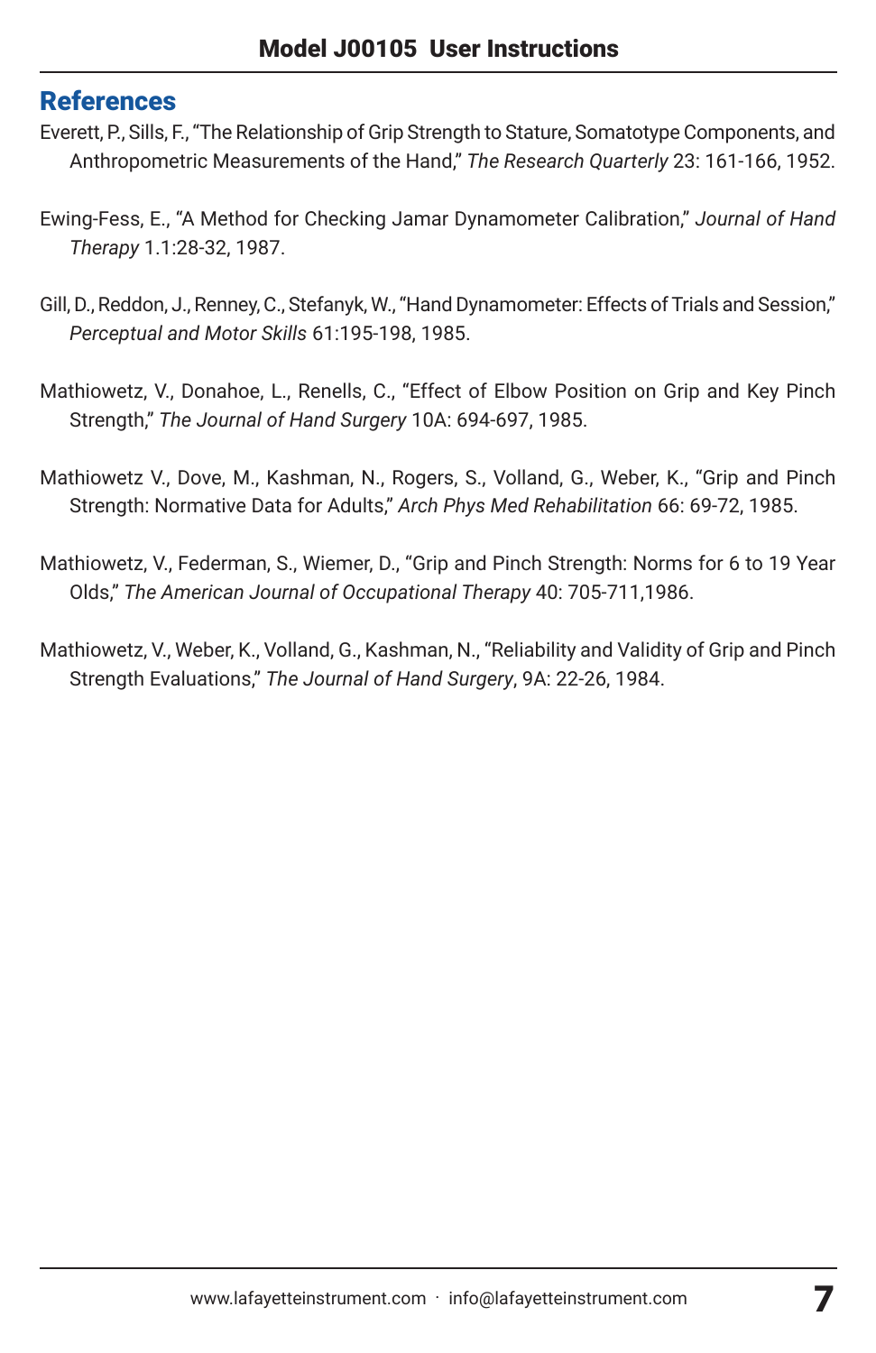## References

Everett, P., Sills, F., "The Relationship of Grip Strength to Stature, Somatotype Components, and Anthropometric Measurements of the Hand," *The Research Quarterly* 23: 161-166, 1952.

Ewing-Fess, E., "A Method for Checking Jamar Dynamometer Calibration," *Journal of Hand Therapy* 1.1:28-32, 1987.

Gill, D., Reddon, J., Renney, C., Stefanyk, W., "Hand Dynamometer: Effects of Trials and Session," *Perceptual and Motor Skills* 61:195-198, 1985.

Mathiowetz, V., Donahoe, L., Renells, C., "Effect of Elbow Position on Grip and Key Pinch Strength," *The Journal of Hand Surgery* 10A: 694-697, 1985.

Mathiowetz V., Dove, M., Kashman, N., Rogers, S., Volland, G., Weber, K., "Grip and Pinch Strength: Normative Data for Adults," *Arch Phys Med Rehabilitation* 66: 69-72, 1985.

Mathiowetz, V., Federman, S., Wiemer, D., "Grip and Pinch Strength: Norms for 6 to 19 Year Olds," *The American Journal of Occupational Therapy* 40: 705-711,1986.

Mathiowetz, V., Weber, K., Volland, G., Kashman, N., "Reliability and Validity of Grip and Pinch Strength Evaluations," *The Journal of Hand Surgery*, 9A: 22-26, 1984.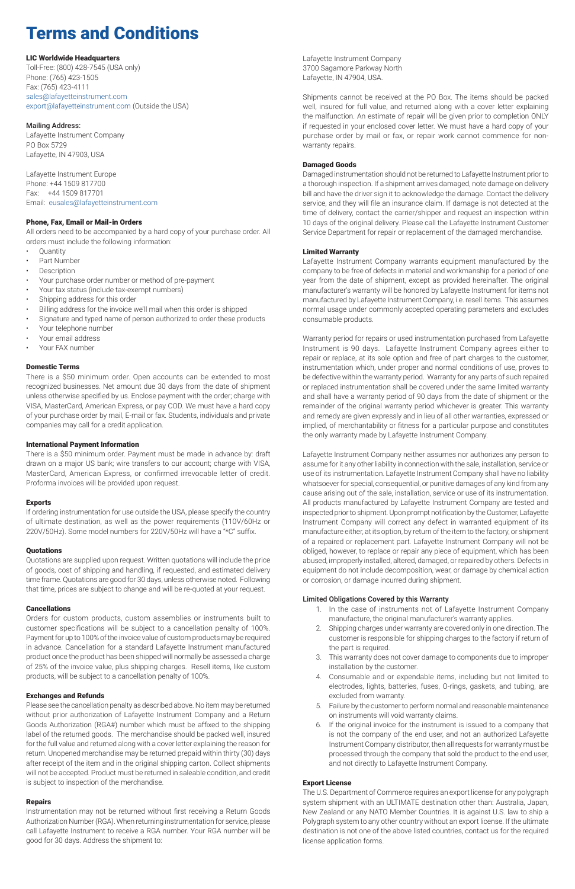# Terms and Conditions

**LIC Worldwide Headquarters**
Toll-Free: (800) 428-7545 (USA only)
Phone: (765) 423-1505
Fax: (765) 423-4111
sales@lafayetteinstrument.com
export@lafayetteinstrument.com (Outside the USA)

**Mailing Address:**
Lafayette Instrument Company
PO Box 5729
Lafayette, IN 47903, USA

Lafayette Instrument Europe
Phone: +44 1509 817700
Fax: +44 1509 817701
Email: eusales@lafayetteinstrument.com

### Phone, Fax, Email or Mail-in Orders

All orders need to be accompanied by a hard copy of your purchase order. All orders must include the following information:

- Quantity
- Part Number
- Description
- Your purchase order number or method of pre-payment
- Your tax status (include tax-exempt numbers)
- Shipping address for this order
- Billing address for the invoice we'll mail when this order is shipped
- Signature and typed name of person authorized to order these products
- Your telephone number
- Your email address
- Your FAX number

### Domestic Terms

There is a $50 minimum order. Open accounts can be extended to most recognized businesses. Net amount due 30 days from the date of shipment unless otherwise specified by us. Enclose payment with the order; charge with VISA, MasterCard, American Express, or pay COD. We must have a hard copy of your purchase order by mail, E-mail or fax. Students, individuals and private companies may call for a credit application.

### International Payment Information

There is a $50 minimum order. Payment must be made in advance by: draft drawn on a major US bank; wire transfers to our account; charge with VISA, MasterCard, American Express, or confirmed irrevocable letter of credit. Proforma invoices will be provided upon request.

### Exports

If ordering instrumentation for use outside the USA, please specify the country of ultimate destination, as well as the power requirements (110V/60Hz or 220V/50Hz). Some model numbers for 220V/50Hz will have a "*C" suffix.

### Quotations

Quotations are supplied upon request. Written quotations will include the price of goods, cost of shipping and handling, if requested, and estimated delivery time frame. Quotations are good for 30 days, unless otherwise noted. Following that time, prices are subject to change and will be re-quoted at your request.

### Cancellations

Orders for custom products, custom assemblies or instruments built to customer specifications will be subject to a cancellation penalty of 100%. Payment for up to 100% of the invoice value of custom products may be required in advance. Cancellation for a standard Lafayette Instrument manufactured product once the product has been shipped will normally be assessed a charge of 25% of the invoice value, plus shipping charges. Resell items, like custom products, will be subject to a cancellation penalty of 100%.

### Exchanges and Refunds

Please see the cancellation penalty as described above. No item may be returned without prior authorization of Lafayette Instrument Company and a Return Goods Authorization (RGA#) number which must be affixed to the shipping label of the returned goods. The merchandise should be packed well, insured for the full value and returned along with a cover letter explaining the reason for return. Unopened merchandise may be returned prepaid within thirty (30) days after receipt of the item and in the original shipping carton. Collect shipments will not be accepted. Product must be returned in saleable condition, and credit is subject to inspection of the merchandise.

### Repairs

Instrumentation may not be returned without first receiving a Return Goods Authorization Number (RGA). When returning instrumentation for service, please call Lafayette Instrument to receive a RGA number. Your RGA number will be good for 30 days. Address the shipment to:

Lafayette Instrument Company
3700 Sagamore Parkway North
Lafayette, IN 47904, USA.

Shipments cannot be received at the PO Box. The items should be packed well, insured for full value, and returned along with a cover letter explaining the malfunction. An estimate of repair will be given prior to completion ONLY if requested in your enclosed cover letter. We must have a hard copy of your purchase order by mail or fax, or repair work cannot commence for non-warranty repairs.

### Damaged Goods

Damaged instrumentation should not be returned to Lafayette Instrument prior to a thorough inspection. If a shipment arrives damaged, note damage on delivery bill and have the driver sign it to acknowledge the damage. Contact the delivery service, and they will file an insurance claim. If damage is not detected at the time of delivery, contact the carrier/shipper and request an inspection within 10 days of the original delivery. Please call the Lafayette Instrument Customer Service Department for repair or replacement of the damaged merchandise.

### Limited Warranty

Lafayette Instrument Company warrants equipment manufactured by the company to be free of defects in material and workmanship for a period of one year from the date of shipment, except as provided hereinafter. The original manufacturer's warranty will be honored by Lafayette Instrument for items not manufactured by Lafayette Instrument Company, i.e. resell items. This assumes normal usage under commonly accepted operating parameters and excludes consumable products.

Warranty period for repairs or used instrumentation purchased from Lafayette Instrument is 90 days. Lafayette Instrument Company agrees either to repair or replace, at its sole option and free of part charges to the customer, instrumentation which, under proper and normal conditions of use, proves to be defective within the warranty period. Warranty for any parts of such repaired or replaced instrumentation shall be covered under the same limited warranty and shall have a warranty period of 90 days from the date of shipment or the remainder of the original warranty period whichever is greater. This warranty and remedy are given expressly and in lieu of all other warranties, expressed or implied, of merchantability or fitness for a particular purpose and constitutes the only warranty made by Lafayette Instrument Company.

Lafayette Instrument Company neither assumes nor authorizes any person to assume for it any other liability in connection with the sale, installation, service or use of its instrumentation. Lafayette Instrument Company shall have no liability whatsoever for special, consequential, or punitive damages of any kind from any cause arising out of the sale, installation, service or use of its instrumentation. All products manufactured by Lafayette Instrument Company are tested and inspected prior to shipment. Upon prompt notification by the Customer, Lafayette Instrument Company will correct any defect in warranted equipment of its manufacture either, at its option, by return of the item to the factory, or shipment of a repaired or replacement part. Lafayette Instrument Company will not be obliged, however, to replace or repair any piece of equipment, which has been abused, improperly installed, altered, damaged, or repaired by others. Defects in equipment do not include decomposition, wear, or damage by chemical action or corrosion, or damage incurred during shipment.

### Limited Obligations Covered by this Warranty

1. In the case of instruments not of Lafayette Instrument Company manufacture, the original manufacturer's warranty applies.
2. Shipping charges under warranty are covered only in one direction. The customer is responsible for shipping charges to the factory if return of the part is required.
3. This warranty does not cover damage to components due to improper installation by the customer.
4. Consumable or expendable items, including but not limited to electrodes, lights, batteries, fuses, O-rings, gaskets, and tubing, are excluded from warranty.
5. Failure by the customer to perform normal and reasonable maintenance on instruments will void warranty claims.
6. If the original invoice for the instrument is issued to a company that is not the company of the end user, and not an authorized Lafayette Instrument Company distributor, then all requests for warranty must be processed through the company that sold the product to the end user, and not directly to Lafayette Instrument Company.

### Export License

The U.S. Department of Commerce requires an export license for any polygraph system shipment with an ULTIMATE destination other than: Australia, Japan, New Zealand or any NATO Member Countries. It is against U.S. law to ship a Polygraph system to any other country without an export license. If the ultimate destination is not one of the above listed countries, contact us for the required license application forms.